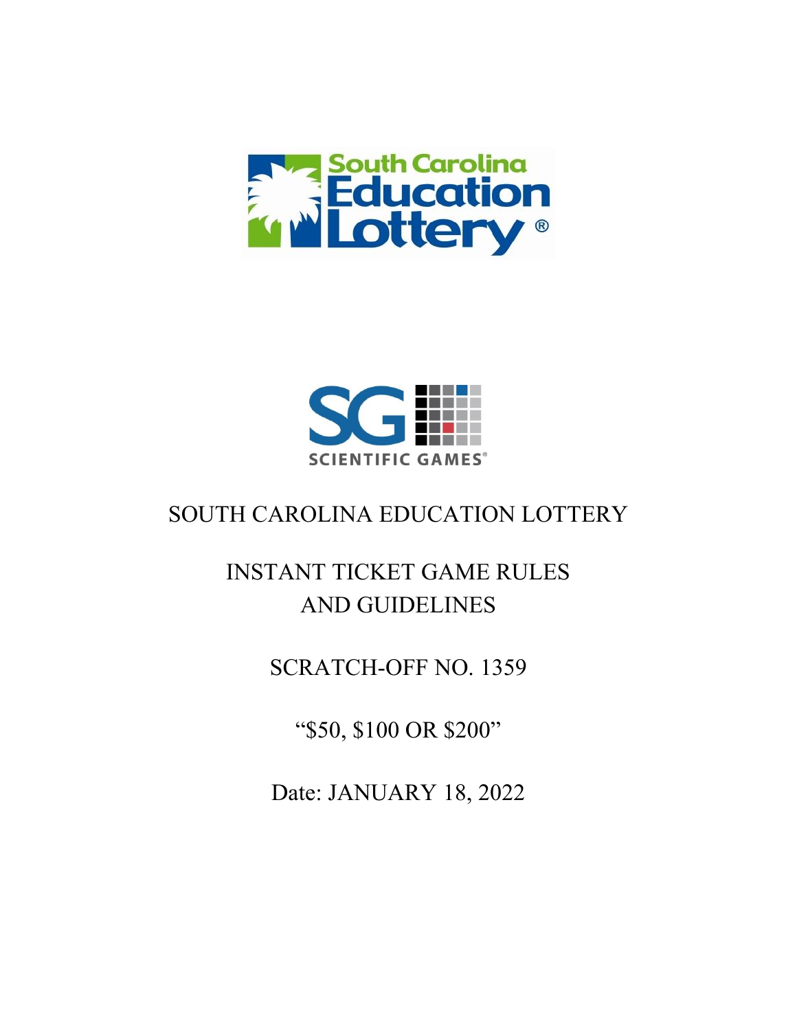SOUTH CAROLINA EDUCATION LOTTERY

INSTANT TICKET GAME RULES
AND GUIDELINES

SCRATCH-OFF NO. 1359

"$50, $100 OR $200"

Date: JANUARY 18, 2022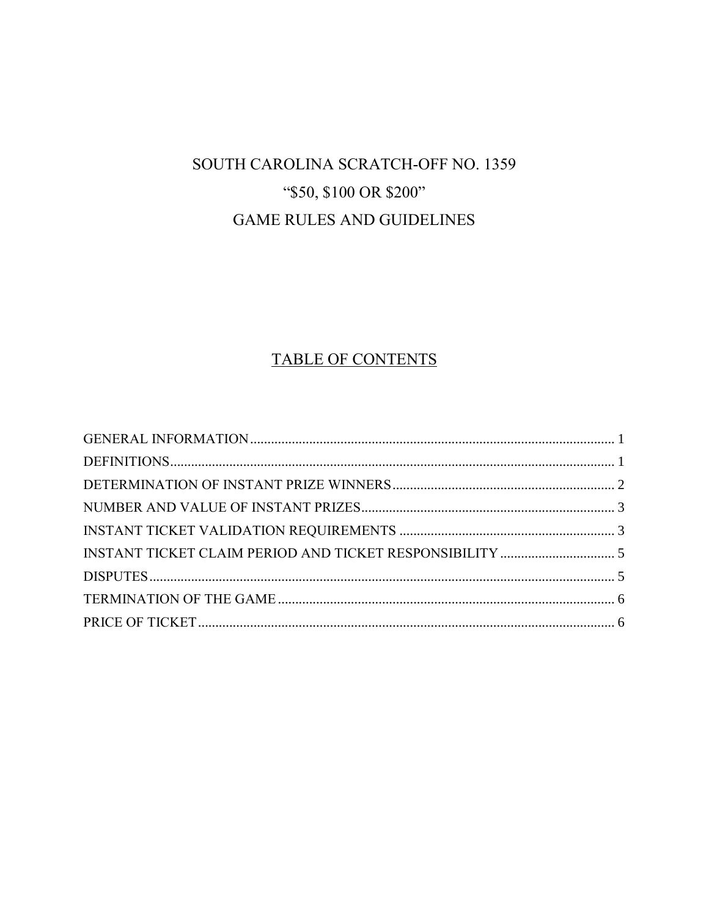# SOUTH CAROLINA SCRATCH-OFF NO. 1359

# "$50, $100 OR $200"

# GAME RULES AND GUIDELINES

## TABLE OF CONTENTS

GENERAL INFORMATION........................................................................................................ 1
DEFINITIONS.............................................................................................................................. 1
DETERMINATION OF INSTANT PRIZE WINNERS............................................................... 2
NUMBER AND VALUE OF INSTANT PRIZES........................................................................ 3
INSTANT TICKET VALIDATION REQUIREMENTS ............................................................. 3
INSTANT TICKET CLAIM PERIOD AND TICKET RESPONSIBILITY ................................ 5
DISPUTES..................................................................................................................................... 5
TERMINATION OF THE GAME ............................................................................................... 6
PRICE OF TICKET...................................................................................................................... 6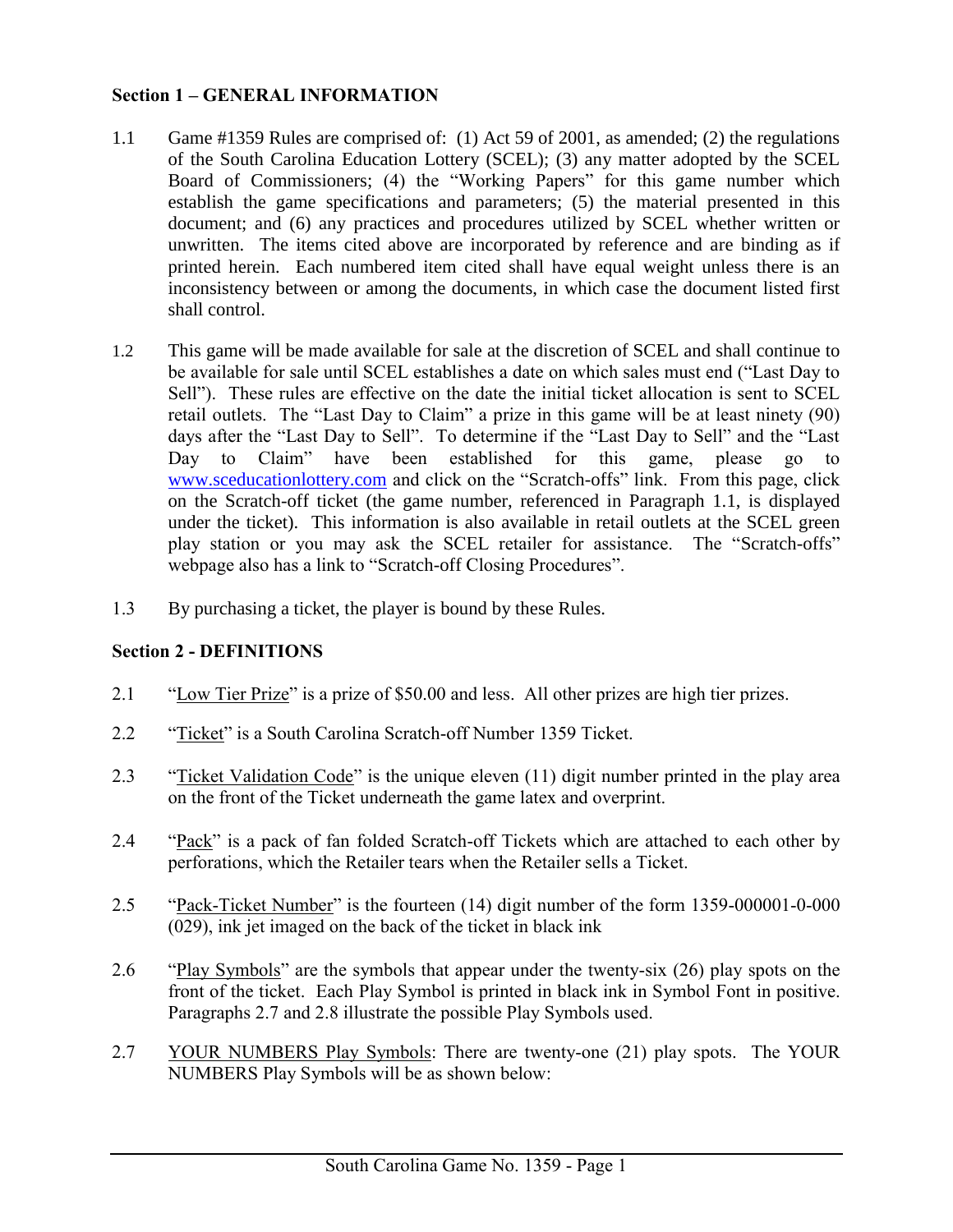## Section 1 – GENERAL INFORMATION

1.1 Game #1359 Rules are comprised of: (1) Act 59 of 2001, as amended; (2) the regulations of the South Carolina Education Lottery (SCEL); (3) any matter adopted by the SCEL Board of Commissioners; (4) the "Working Papers" for this game number which establish the game specifications and parameters; (5) the material presented in this document; and (6) any practices and procedures utilized by SCEL whether written or unwritten. The items cited above are incorporated by reference and are binding as if printed herein. Each numbered item cited shall have equal weight unless there is an inconsistency between or among the documents, in which case the document listed first shall control.

1.2 This game will be made available for sale at the discretion of SCEL and shall continue to be available for sale until SCEL establishes a date on which sales must end ("Last Day to Sell"). These rules are effective on the date the initial ticket allocation is sent to SCEL retail outlets. The "Last Day to Claim" a prize in this game will be at least ninety (90) days after the "Last Day to Sell". To determine if the "Last Day to Sell" and the "Last Day to Claim" have been established for this game, please go to www.sceducationlottery.com and click on the "Scratch-offs" link. From this page, click on the Scratch-off ticket (the game number, referenced in Paragraph 1.1, is displayed under the ticket). This information is also available in retail outlets at the SCEL green play station or you may ask the SCEL retailer for assistance. The "Scratch-offs" webpage also has a link to "Scratch-off Closing Procedures".

1.3 By purchasing a ticket, the player is bound by these Rules.

## Section 2 - DEFINITIONS

2.1 "Low Tier Prize" is a prize of $50.00 and less. All other prizes are high tier prizes.

2.2 "Ticket" is a South Carolina Scratch-off Number 1359 Ticket.

2.3 "Ticket Validation Code" is the unique eleven (11) digit number printed in the play area on the front of the Ticket underneath the game latex and overprint.

2.4 "Pack" is a pack of fan folded Scratch-off Tickets which are attached to each other by perforations, which the Retailer tears when the Retailer sells a Ticket.

2.5 "Pack-Ticket Number" is the fourteen (14) digit number of the form 1359-000001-0-000 (029), ink jet imaged on the back of the ticket in black ink

2.6 "Play Symbols" are the symbols that appear under the twenty-six (26) play spots on the front of the ticket. Each Play Symbol is printed in black ink in Symbol Font in positive. Paragraphs 2.7 and 2.8 illustrate the possible Play Symbols used.

2.7 YOUR NUMBERS Play Symbols: There are twenty-one (21) play spots. The YOUR NUMBERS Play Symbols will be as shown below: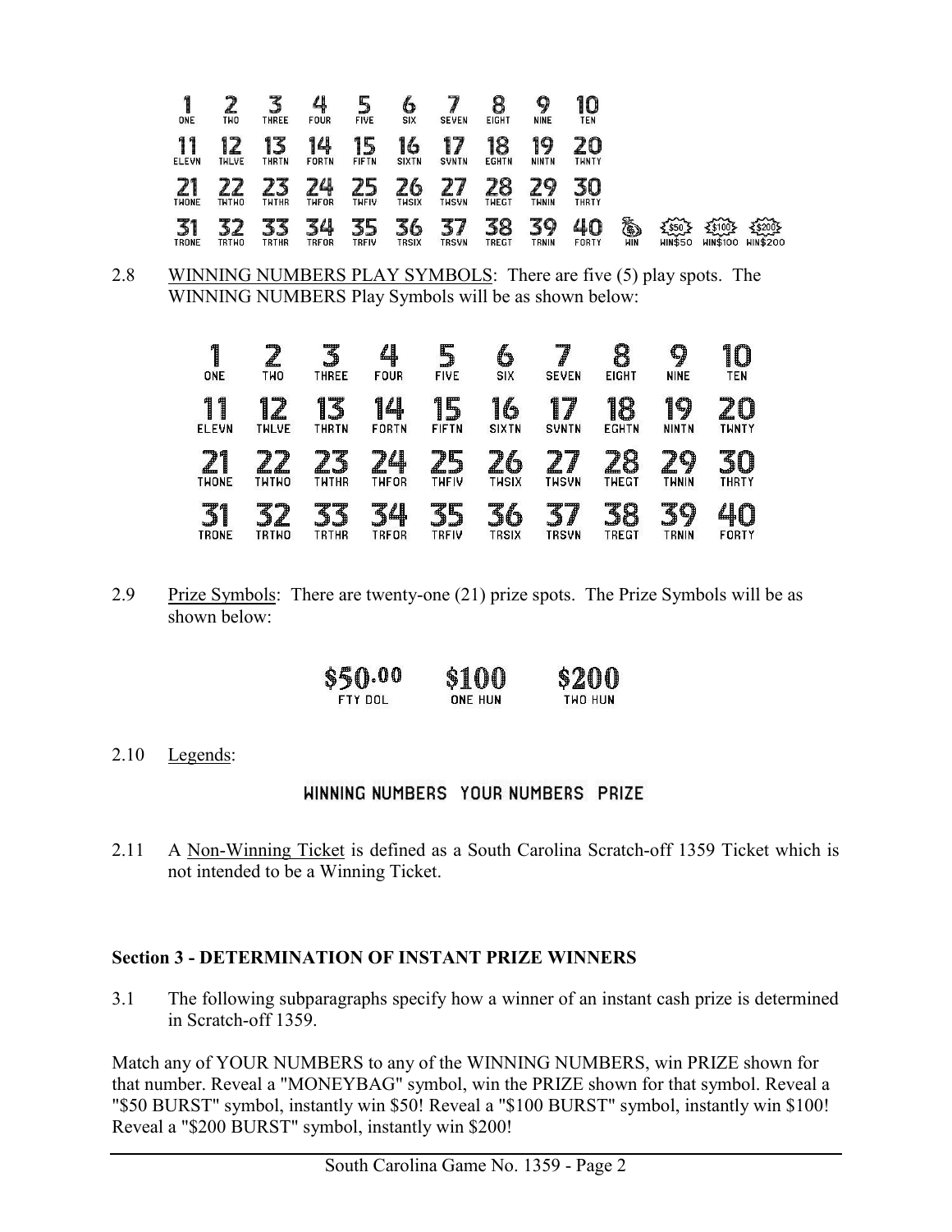| | | | | | | | | | | | | | |
|---|---|---|---|---|---|---|---|---|---|---|---|---|---|
| 1 ONE | 2 TWO | 3 THREE | 4 FOUR | 5 FIVE | 6 SIX | 7 SEVEN | 8 EIGHT | 9 NINE | 10 TEN | | | | |
| 11 ELEVN | 12 TWLVE | 13 THRTN | 14 FORTN | 15 FIFTN | 16 SIXTN | 17 SVNTN | 18 EGHTN | 19 NINTN | 20 TWNTY | | | | |
| 21 TWONE | 22 TWTWO | 23 TWTHR | 24 TWFOR | 25 TWFIV | 26 TWSIX | 27 TWSVN | 28 TWEGT | 29 TWNIN | 30 THRTY | | | | |
| 31 TRONE | 32 TRTWO | 33 TRTHR | 34 TRFOR | 35 TRFIV | 36 TRSIX | 37 TRSVN | 38 TREGT | 39 TRNIN | 40 FORTY | WIN | WIN$50 | WIN$100 | WIN$200 |

2.8 WINNING NUMBERS PLAY SYMBOLS: There are five (5) play spots. The WINNING NUMBERS Play Symbols will be as shown below:

| | | | | | | | | | |
|---|---|---|---|---|---|---|---|---|---|
| 1 ONE | 2 TWO | 3 THREE | 4 FOUR | 5 FIVE | 6 SIX | 7 SEVEN | 8 EIGHT | 9 NINE | 10 TEN |
| 11 ELEVN | 12 TWLVE | 13 THRTN | 14 FORTN | 15 FIFTN | 16 SIXTN | 17 SVNTN | 18 EGHTN | 19 NINTN | 20 TWNTY |
| 21 TWONE | 22 TWTWO | 23 TWTHR | 24 TWFOR | 25 TWFIV | 26 TWSIX | 27 TWSVN | 28 TWEGT | 29 TWNIN | 30 THRTY |
| 31 TRONE | 32 TRTWO | 33 TRTHR | 34 TRFOR | 35 TRFIV | 36 TRSIX | 37 TRSVN | 38 TREGT | 39 TRNIN | 40 FORTY |

2.9 Prize Symbols: There are twenty-one (21) prize spots. The Prize Symbols will be as shown below:

| | | |
|---|---|---|
| $50.00 FTY DOL | $100 ONE HUN | $200 TWO HUN |

2.10 Legends:

WINNING NUMBERS YOUR NUMBERS PRIZE

2.11 A Non-Winning Ticket is defined as a South Carolina Scratch-off 1359 Ticket which is not intended to be a Winning Ticket.

## Section 3 - DETERMINATION OF INSTANT PRIZE WINNERS

3.1 The following subparagraphs specify how a winner of an instant cash prize is determined in Scratch-off 1359.

Match any of YOUR NUMBERS to any of the WINNING NUMBERS, win PRIZE shown for that number. Reveal a "MONEYBAG" symbol, win the PRIZE shown for that symbol. Reveal a "$50 BURST" symbol, instantly win $50! Reveal a "$100 BURST" symbol, instantly win $100! Reveal a "$200 BURST" symbol, instantly win $200!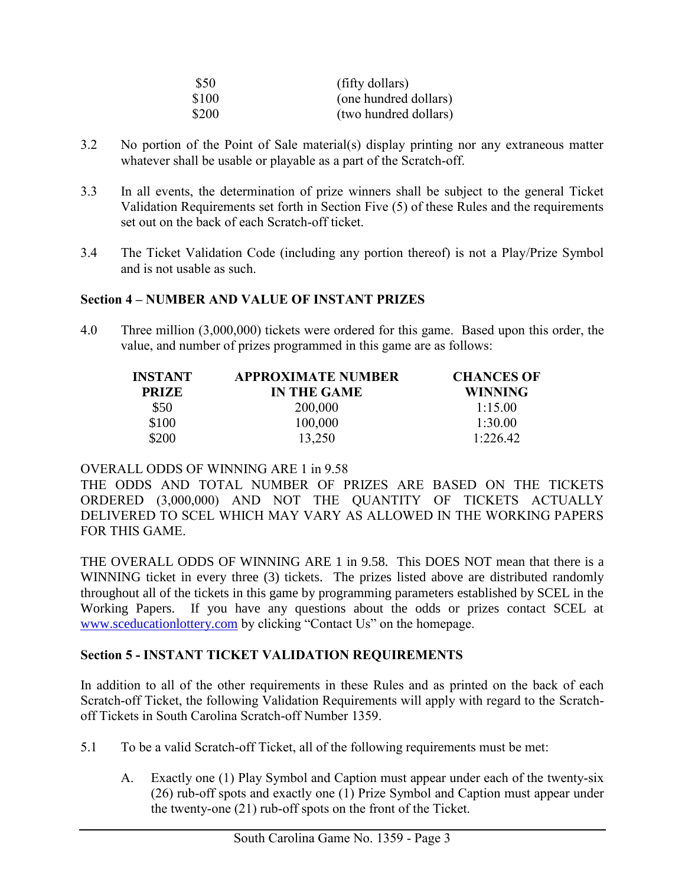| | |
|---|---|
| $50 | (fifty dollars) |
| $100 | (one hundred dollars) |
| $200 | (two hundred dollars) |

3.2 No portion of the Point of Sale material(s) display printing nor any extraneous matter whatever shall be usable or playable as a part of the Scratch-off.

3.3 In all events, the determination of prize winners shall be subject to the general Ticket Validation Requirements set forth in Section Five (5) of these Rules and the requirements set out on the back of each Scratch-off ticket.

3.4 The Ticket Validation Code (including any portion thereof) is not a Play/Prize Symbol and is not usable as such.

**Section 4 – NUMBER AND VALUE OF INSTANT PRIZES**

4.0 Three million (3,000,000) tickets were ordered for this game. Based upon this order, the value, and number of prizes programmed in this game are as follows:

| INSTANT PRIZE | APPROXIMATE NUMBER IN THE GAME | CHANCES OF WINNING |
|---|---|---|
| $50 | 200,000 | 1:15.00 |
| $100 | 100,000 | 1:30.00 |
| $200 | 13,250 | 1:226.42 |

OVERALL ODDS OF WINNING ARE 1 in 9.58
THE ODDS AND TOTAL NUMBER OF PRIZES ARE BASED ON THE TICKETS ORDERED (3,000,000) AND NOT THE QUANTITY OF TICKETS ACTUALLY DELIVERED TO SCEL WHICH MAY VARY AS ALLOWED IN THE WORKING PAPERS FOR THIS GAME.

THE OVERALL ODDS OF WINNING ARE 1 in 9.58. This DOES NOT mean that there is a WINNING ticket in every three (3) tickets. The prizes listed above are distributed randomly throughout all of the tickets in this game by programming parameters established by SCEL in the Working Papers. If you have any questions about the odds or prizes contact SCEL at www.sceducationlottery.com by clicking "Contact Us" on the homepage.

**Section 5 - INSTANT TICKET VALIDATION REQUIREMENTS**

In addition to all of the other requirements in these Rules and as printed on the back of each Scratch-off Ticket, the following Validation Requirements will apply with regard to the Scratch-off Tickets in South Carolina Scratch-off Number 1359.

5.1 To be a valid Scratch-off Ticket, all of the following requirements must be met:

A. Exactly one (1) Play Symbol and Caption must appear under each of the twenty-six (26) rub-off spots and exactly one (1) Prize Symbol and Caption must appear under the twenty-one (21) rub-off spots on the front of the Ticket.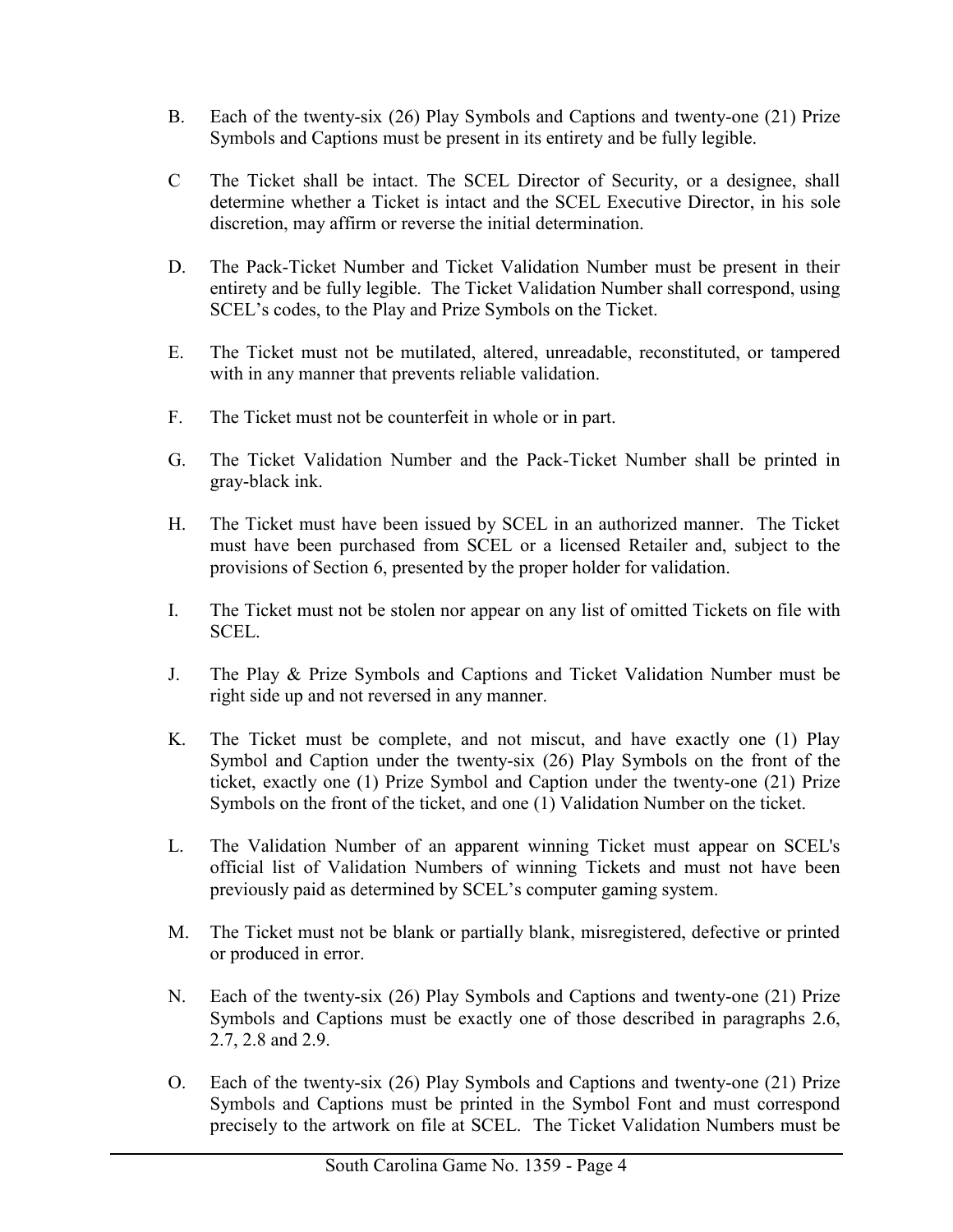B. Each of the twenty-six (26) Play Symbols and Captions and twenty-one (21) Prize Symbols and Captions must be present in its entirety and be fully legible.

C The Ticket shall be intact. The SCEL Director of Security, or a designee, shall determine whether a Ticket is intact and the SCEL Executive Director, in his sole discretion, may affirm or reverse the initial determination.

D. The Pack-Ticket Number and Ticket Validation Number must be present in their entirety and be fully legible. The Ticket Validation Number shall correspond, using SCEL's codes, to the Play and Prize Symbols on the Ticket.

E. The Ticket must not be mutilated, altered, unreadable, reconstituted, or tampered with in any manner that prevents reliable validation.

F. The Ticket must not be counterfeit in whole or in part.

G. The Ticket Validation Number and the Pack-Ticket Number shall be printed in gray-black ink.

H. The Ticket must have been issued by SCEL in an authorized manner. The Ticket must have been purchased from SCEL or a licensed Retailer and, subject to the provisions of Section 6, presented by the proper holder for validation.

I. The Ticket must not be stolen nor appear on any list of omitted Tickets on file with SCEL.

J. The Play & Prize Symbols and Captions and Ticket Validation Number must be right side up and not reversed in any manner.

K. The Ticket must be complete, and not miscut, and have exactly one (1) Play Symbol and Caption under the twenty-six (26) Play Symbols on the front of the ticket, exactly one (1) Prize Symbol and Caption under the twenty-one (21) Prize Symbols on the front of the ticket, and one (1) Validation Number on the ticket.

L. The Validation Number of an apparent winning Ticket must appear on SCEL's official list of Validation Numbers of winning Tickets and must not have been previously paid as determined by SCEL's computer gaming system.

M. The Ticket must not be blank or partially blank, misregistered, defective or printed or produced in error.

N. Each of the twenty-six (26) Play Symbols and Captions and twenty-one (21) Prize Symbols and Captions must be exactly one of those described in paragraphs 2.6, 2.7, 2.8 and 2.9.

O. Each of the twenty-six (26) Play Symbols and Captions and twenty-one (21) Prize Symbols and Captions must be printed in the Symbol Font and must correspond precisely to the artwork on file at SCEL. The Ticket Validation Numbers must be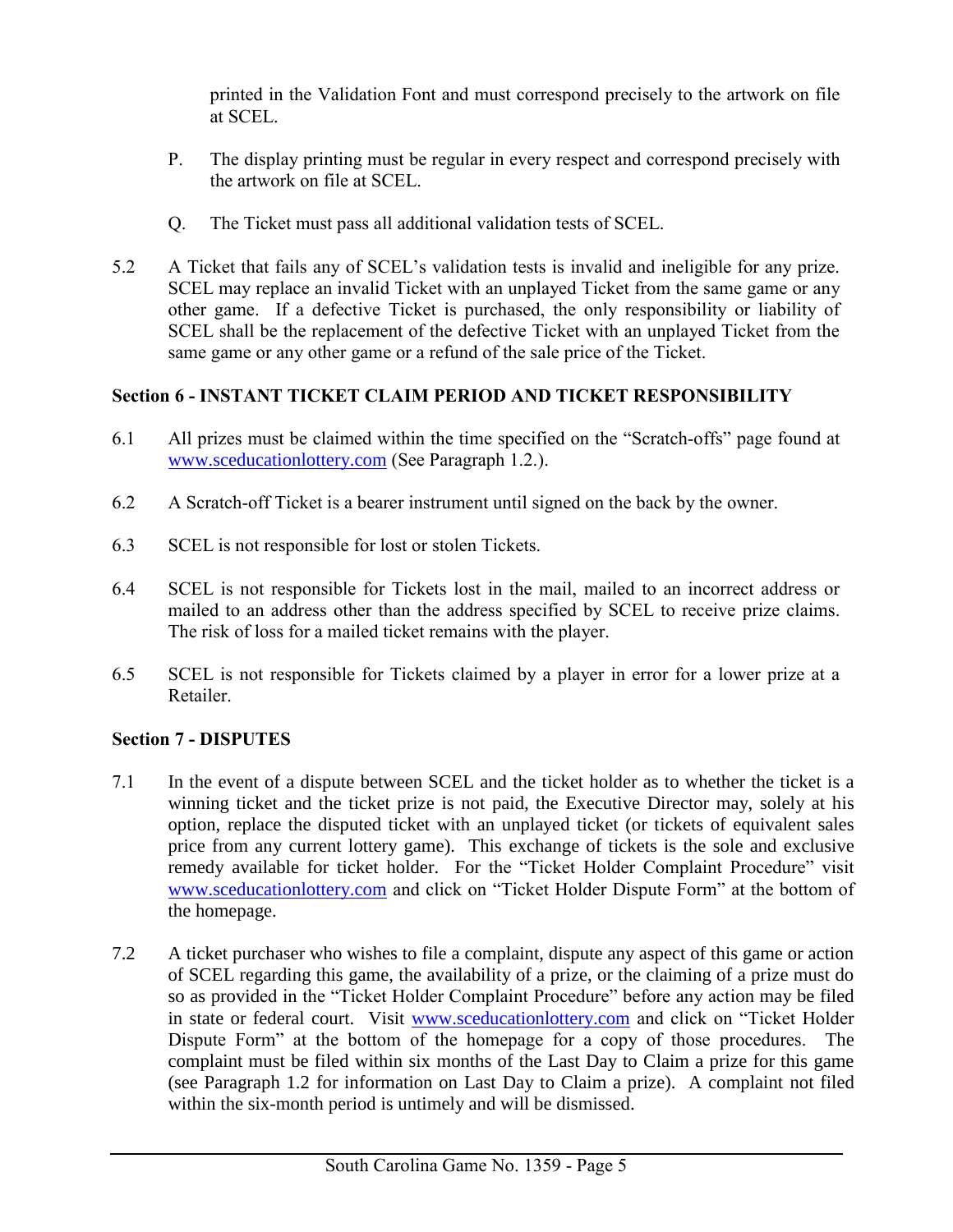printed in the Validation Font and must correspond precisely to the artwork on file at SCEL.

P. The display printing must be regular in every respect and correspond precisely with the artwork on file at SCEL.

Q. The Ticket must pass all additional validation tests of SCEL.

5.2 A Ticket that fails any of SCEL's validation tests is invalid and ineligible for any prize. SCEL may replace an invalid Ticket with an unplayed Ticket from the same game or any other game. If a defective Ticket is purchased, the only responsibility or liability of SCEL shall be the replacement of the defective Ticket with an unplayed Ticket from the same game or any other game or a refund of the sale price of the Ticket.

**Section 6 - INSTANT TICKET CLAIM PERIOD AND TICKET RESPONSIBILITY**

6.1 All prizes must be claimed within the time specified on the "Scratch-offs" page found at www.sceducationlottery.com (See Paragraph 1.2.).

6.2 A Scratch-off Ticket is a bearer instrument until signed on the back by the owner.

6.3 SCEL is not responsible for lost or stolen Tickets.

6.4 SCEL is not responsible for Tickets lost in the mail, mailed to an incorrect address or mailed to an address other than the address specified by SCEL to receive prize claims. The risk of loss for a mailed ticket remains with the player.

6.5 SCEL is not responsible for Tickets claimed by a player in error for a lower prize at a Retailer.

**Section 7 - DISPUTES**

7.1 In the event of a dispute between SCEL and the ticket holder as to whether the ticket is a winning ticket and the ticket prize is not paid, the Executive Director may, solely at his option, replace the disputed ticket with an unplayed ticket (or tickets of equivalent sales price from any current lottery game). This exchange of tickets is the sole and exclusive remedy available for ticket holder. For the "Ticket Holder Complaint Procedure" visit www.sceducationlottery.com and click on "Ticket Holder Dispute Form" at the bottom of the homepage.

7.2 A ticket purchaser who wishes to file a complaint, dispute any aspect of this game or action of SCEL regarding this game, the availability of a prize, or the claiming of a prize must do so as provided in the "Ticket Holder Complaint Procedure" before any action may be filed in state or federal court. Visit www.sceducationlottery.com and click on "Ticket Holder Dispute Form" at the bottom of the homepage for a copy of those procedures. The complaint must be filed within six months of the Last Day to Claim a prize for this game (see Paragraph 1.2 for information on Last Day to Claim a prize). A complaint not filed within the six-month period is untimely and will be dismissed.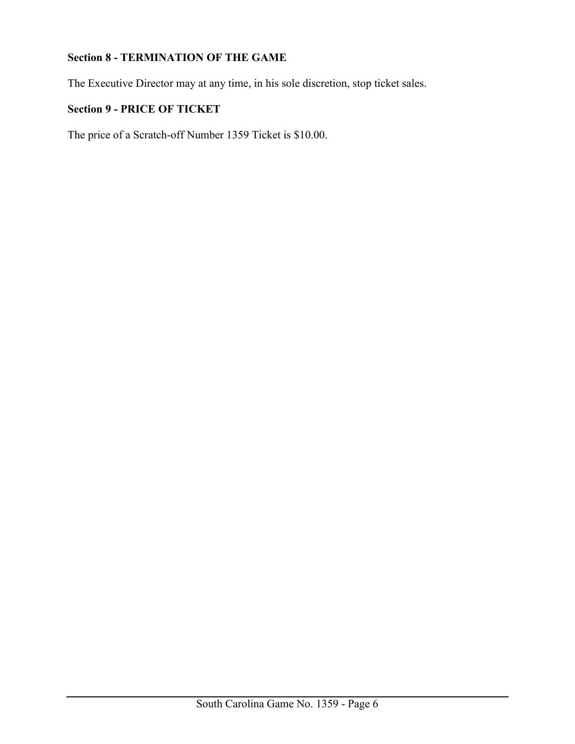## Section 8 - TERMINATION OF THE GAME

The Executive Director may at any time, in his sole discretion, stop ticket sales.

## Section 9 - PRICE OF TICKET

The price of a Scratch-off Number 1359 Ticket is $10.00.